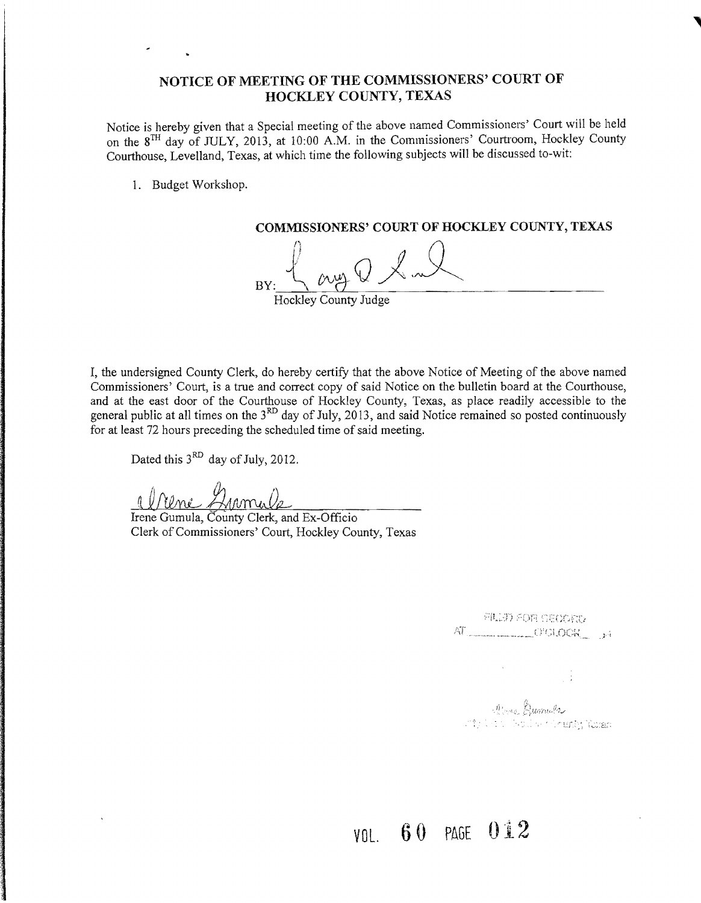# NOTICE OF MEETING OF THE COMMISSIONERS' COURT OF HOCKLEY COUNTY, TEXAS

Notice is hereby given that a Special meeting of the above named Commissioners' Court will be held on the 8TH day of JULY, 2013, at 10:00 A.M. in the Commissioners' Courtroom, Hockley County Courthouse, Levelland, Texas, at which time the following subjects will be discussed to-wit:

1. Budget Workshop.

**COMMISSIONERS' COURT OF HOCKLEY COUNTY, TEXAS**

BY: ______________________________
Hockley County Judge

I, the undersigned County Clerk, do hereby certify that the above Notice of Meeting of the above named Commissioners' Court, is a true and correct copy of said Notice on the bulletin board at the Courthouse, and at the east door of the Courthouse of Hockley County, Texas, as place readily accessible to the general public at all times on the 3RD day of July, 2013, and said Notice remained so posted continuously for at least 72 hours preceding the scheduled time of said meeting.

Dated this 3RD day of July, 2012.

______________________________
Irene Gumula, County Clerk, and Ex-Officio
Clerk of Commissioners' Court, Hockley County, Texas

FILED FOR RECORD
AT ________ O'CLOCK ___

VOL. 60 PAGE 012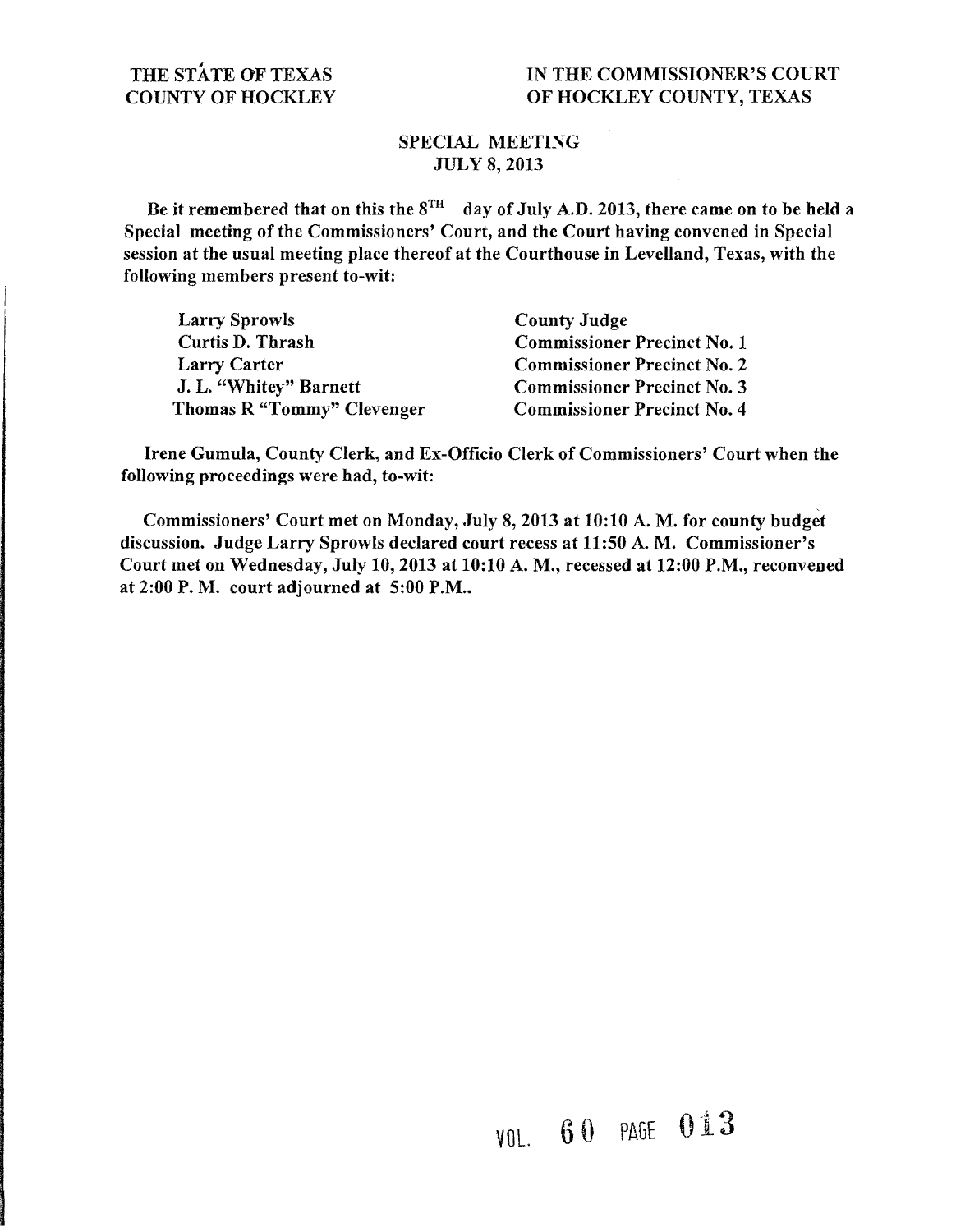THE STATE OF TEXAS
COUNTY OF HOCKLEY

IN THE COMMISSIONER'S COURT
OF HOCKLEY COUNTY, TEXAS

## SPECIAL MEETING
## JULY 8, 2013

Be it remembered that on this the 8TH day of July A.D. 2013, there came on to be held a Special meeting of the Commissioners' Court, and the Court having convened in Special session at the usual meeting place thereof at the Courthouse in Levelland, Texas, with the following members present to-wit:

| | |
|---|---|
| Larry Sprowls | County Judge |
| Curtis D. Thrash | Commissioner Precinct No. 1 |
| Larry Carter | Commissioner Precinct No. 2 |
| J. L. "Whitey" Barnett | Commissioner Precinct No. 3 |
| Thomas R "Tommy" Clevenger | Commissioner Precinct No. 4 |

Irene Gumula, County Clerk, and Ex-Officio Clerk of Commissioners' Court when the following proceedings were had, to-wit:

Commissioners' Court met on Monday, July 8, 2013 at 10:10 A. M. for county budget discussion. Judge Larry Sprowls declared court recess at 11:50 A. M. Commissioner's Court met on Wednesday, July 10, 2013 at 10:10 A. M., recessed at 12:00 P.M., reconvened at 2:00 P. M. court adjourned at 5:00 P.M..

VOL. 60 PAGE 013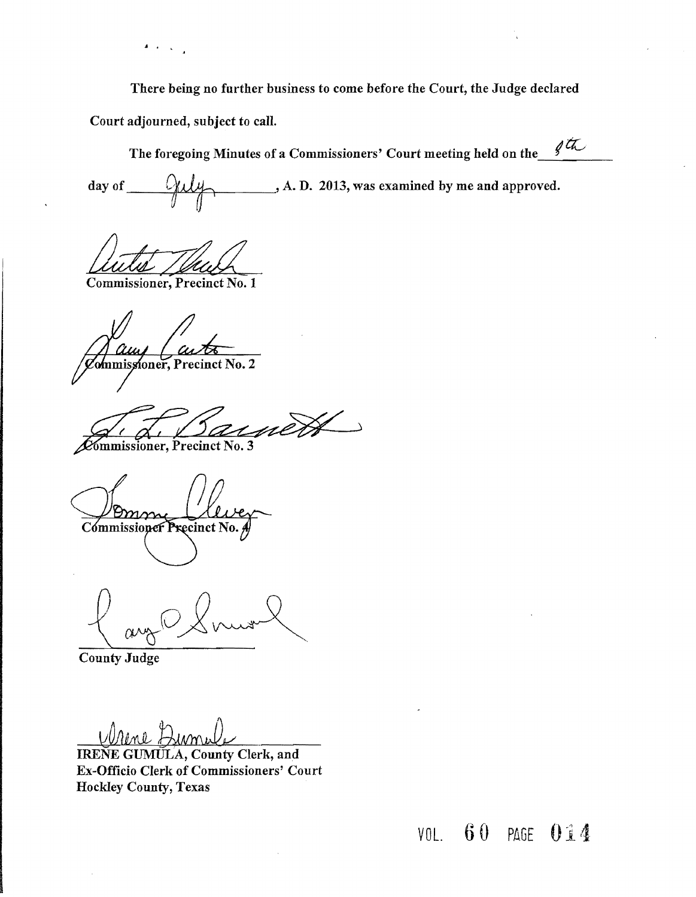There being no further business to come before the Court, the Judge declared Court adjourned, subject to call.

The foregoing Minutes of a Commissioners' Court meeting held on the 8th day of July, A. D. 2013, was examined by me and approved.

Commissioner, Precinct No. 1

Commissioner, Precinct No. 2

Commissioner, Precinct No. 3

Commissioner Precinct No. 4

County Judge

IRENE GUMULA, County Clerk, and
Ex-Officio Clerk of Commissioners' Court
Hockley County, Texas

VOL. 60 PAGE 014